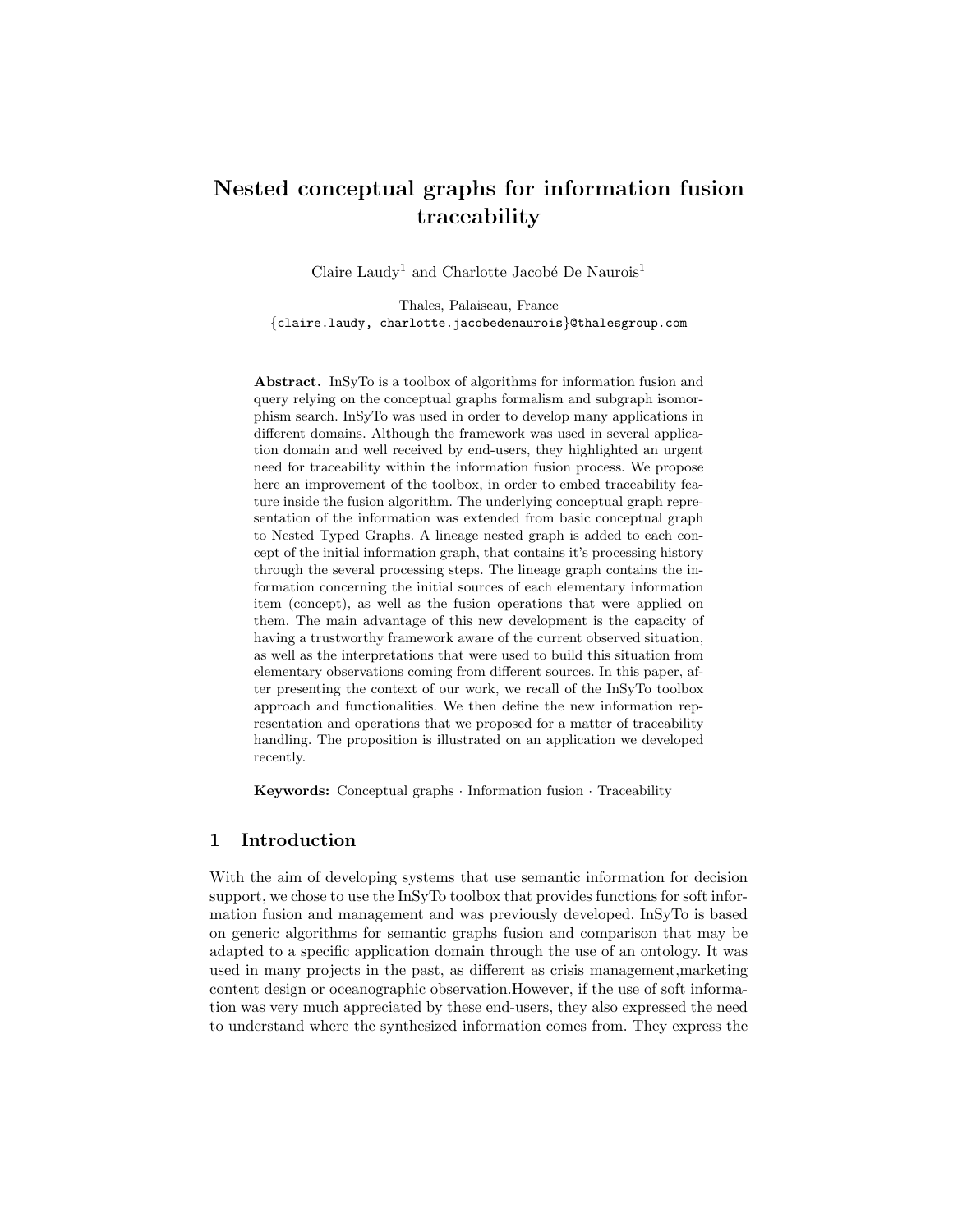# Nested conceptual graphs for information fusion traceability

Claire Laudy[1] and Charlotte Jacobé De Naurois[1]

Thales, Palaiseau, France
{claire.laudy, charlotte.jacobedenaurois}@thalesgroup.com

**Abstract.** InSyTo is a toolbox of algorithms for information fusion and query relying on the conceptual graphs formalism and subgraph isomorphism search. InSyTo was used in order to develop many applications in different domains. Although the framework was used in several application domain and well received by end-users, they highlighted an urgent need for traceability within the information fusion process. We propose here an improvement of the toolbox, in order to embed traceability feature inside the fusion algorithm. The underlying conceptual graph representation of the information was extended from basic conceptual graph to Nested Typed Graphs. A lineage nested graph is added to each concept of the initial information graph, that contains it's processing history through the several processing steps. The lineage graph contains the information concerning the initial sources of each elementary information item (concept), as well as the fusion operations that were applied on them. The main advantage of this new development is the capacity of having a trustworthy framework aware of the current observed situation, as well as the interpretations that were used to build this situation from elementary observations coming from different sources. In this paper, after presenting the context of our work, we recall of the InSyTo toolbox approach and functionalities. We then define the new information representation and operations that we proposed for a matter of traceability handling. The proposition is illustrated on an application we developed recently.

**Keywords:** Conceptual graphs · Information fusion · Traceability

## 1 Introduction

With the aim of developing systems that use semantic information for decision support, we chose to use the InSyTo toolbox that provides functions for soft information fusion and management and was previously developed. InSyTo is based on generic algorithms for semantic graphs fusion and comparison that may be adapted to a specific application domain through the use of an ontology. It was used in many projects in the past, as different as crisis management,marketing content design or oceanographic observation.However, if the use of soft information was very much appreciated by these end-users, they also expressed the need to understand where the synthesized information comes from. They express the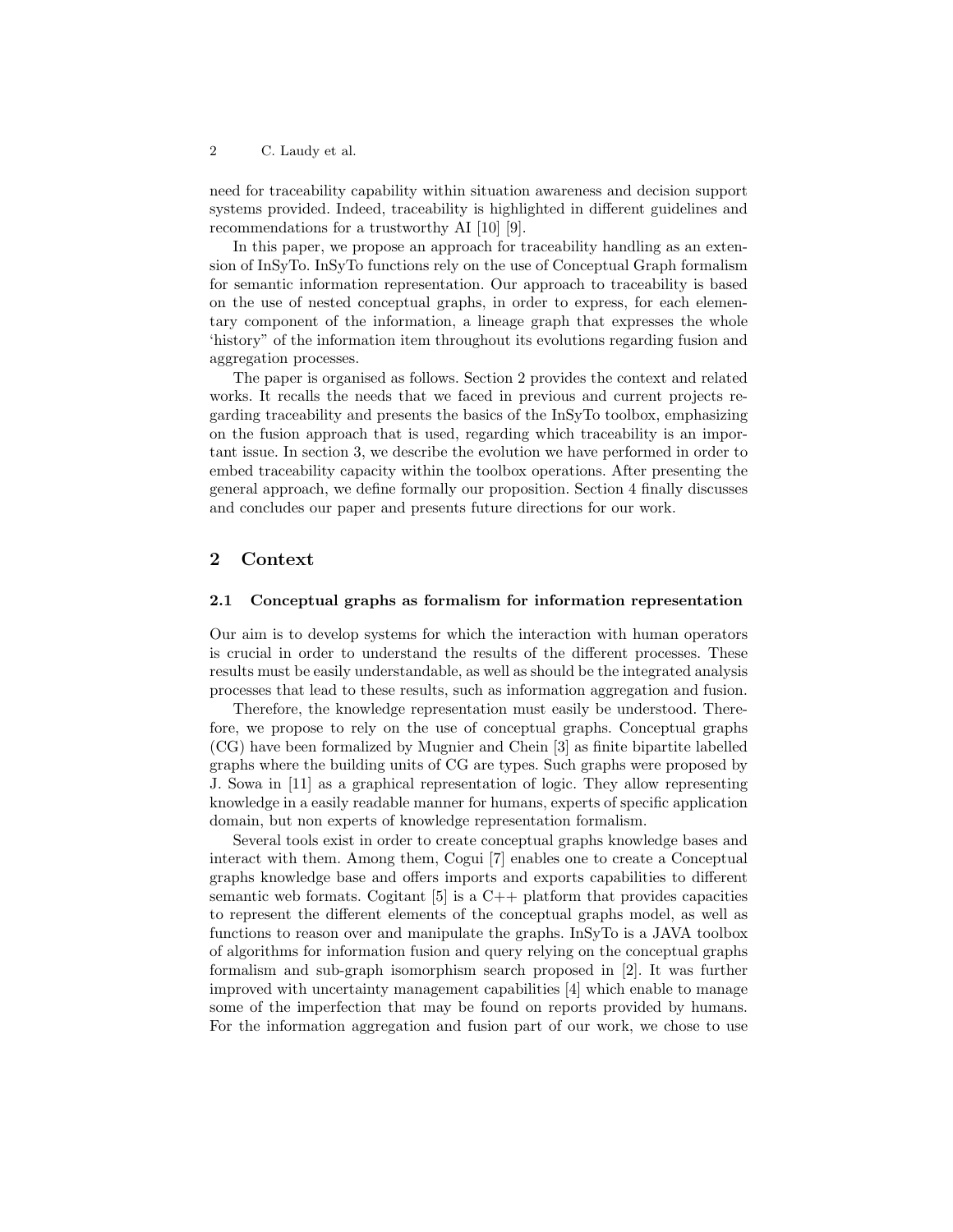need for traceability capability within situation awareness and decision support systems provided. Indeed, traceability is highlighted in different guidelines and recommendations for a trustworthy AI [10] [9].

In this paper, we propose an approach for traceability handling as an extension of InSyTo. InSyTo functions rely on the use of Conceptual Graph formalism for semantic information representation. Our approach to traceability is based on the use of nested conceptual graphs, in order to express, for each elementary component of the information, a lineage graph that expresses the whole 'history" of the information item throughout its evolutions regarding fusion and aggregation processes.

The paper is organised as follows. Section 2 provides the context and related works. It recalls the needs that we faced in previous and current projects regarding traceability and presents the basics of the InSyTo toolbox, emphasizing on the fusion approach that is used, regarding which traceability is an important issue. In section 3, we describe the evolution we have performed in order to embed traceability capacity within the toolbox operations. After presenting the general approach, we define formally our proposition. Section 4 finally discusses and concludes our paper and presents future directions for our work.

## 2 Context

### 2.1 Conceptual graphs as formalism for information representation

Our aim is to develop systems for which the interaction with human operators is crucial in order to understand the results of the different processes. These results must be easily understandable, as well as should be the integrated analysis processes that lead to these results, such as information aggregation and fusion.

Therefore, the knowledge representation must easily be understood. Therefore, we propose to rely on the use of conceptual graphs. Conceptual graphs (CG) have been formalized by Mugnier and Chein [3] as finite bipartite labelled graphs where the building units of CG are types. Such graphs were proposed by J. Sowa in [11] as a graphical representation of logic. They allow representing knowledge in a easily readable manner for humans, experts of specific application domain, but non experts of knowledge representation formalism.

Several tools exist in order to create conceptual graphs knowledge bases and interact with them. Among them, Cogui [7] enables one to create a Conceptual graphs knowledge base and offers imports and exports capabilities to different semantic web formats. Cogitant [5] is a C++ platform that provides capacities to represent the different elements of the conceptual graphs model, as well as functions to reason over and manipulate the graphs. InSyTo is a JAVA toolbox of algorithms for information fusion and query relying on the conceptual graphs formalism and sub-graph isomorphism search proposed in [2]. It was further improved with uncertainty management capabilities [4] which enable to manage some of the imperfection that may be found on reports provided by humans. For the information aggregation and fusion part of our work, we chose to use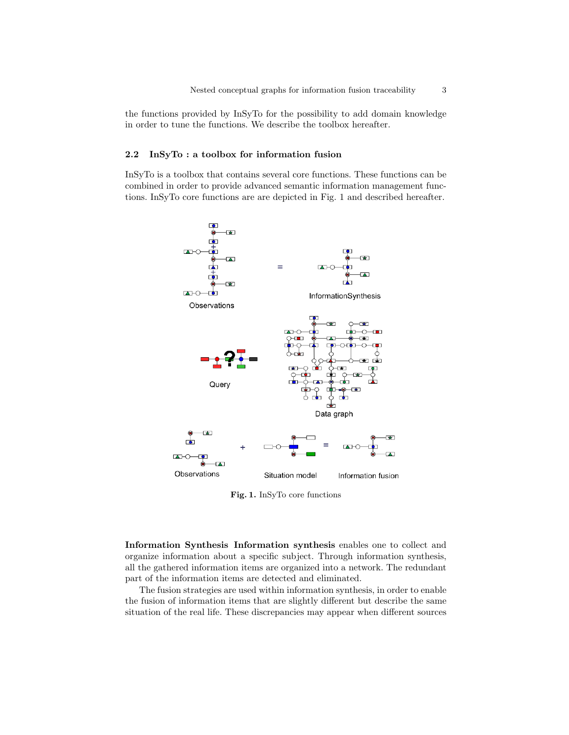the functions provided by InSyTo for the possibility to add domain knowledge in order to tune the functions. We describe the toolbox hereafter.

### 2.2 InSyTo : a toolbox for information fusion

InSyTo is a toolbox that contains several core functions. These functions can be combined in order to provide advanced semantic information management functions. InSyTo core functions are are depicted in Fig. 1 and described hereafter.

**Fig. 1.** InSyTo core functions

**Information Synthesis** **Information synthesis** enables one to collect and organize information about a specific subject. Through information synthesis, all the gathered information items are organized into a network. The redundant part of the information items are detected and eliminated.

The fusion strategies are used within information synthesis, in order to enable the fusion of information items that are slightly different but describe the same situation of the real life. These discrepancies may appear when different sources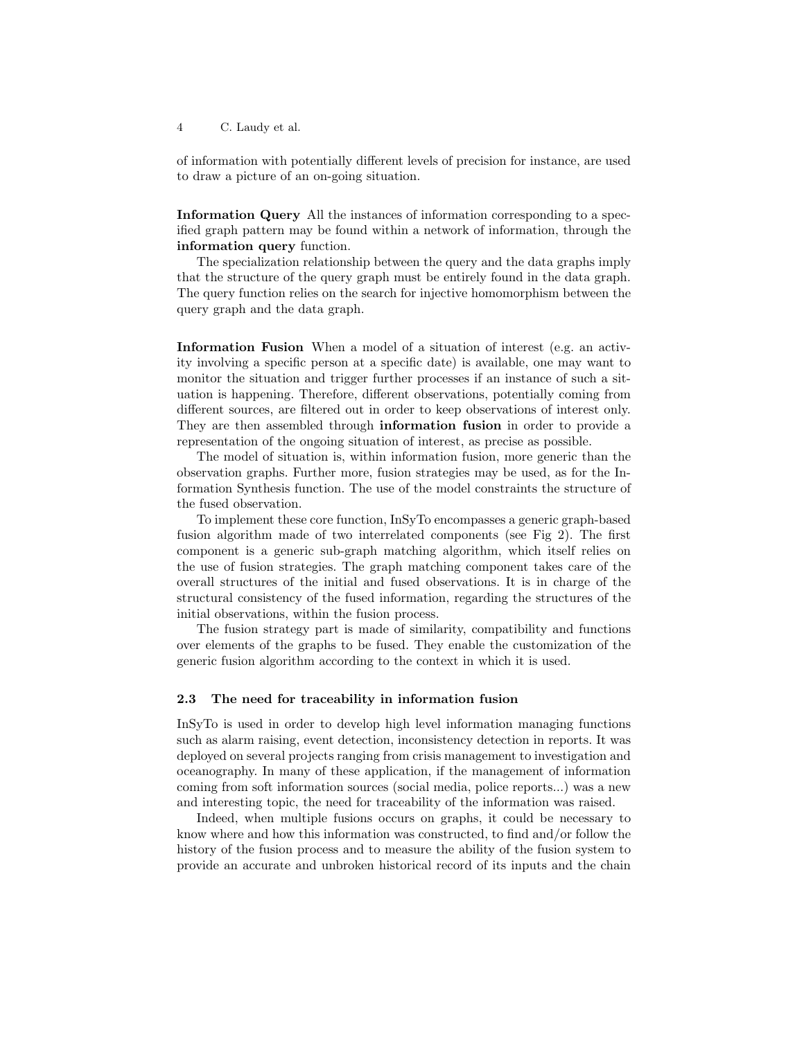of information with potentially different levels of precision for instance, are used to draw a picture of an on-going situation.

**Information Query** All the instances of information corresponding to a specified graph pattern may be found within a network of information, through the **information query** function.

The specialization relationship between the query and the data graphs imply that the structure of the query graph must be entirely found in the data graph. The query function relies on the search for injective homomorphism between the query graph and the data graph.

**Information Fusion** When a model of a situation of interest (e.g. an activity involving a specific person at a specific date) is available, one may want to monitor the situation and trigger further processes if an instance of such a situation is happening. Therefore, different observations, potentially coming from different sources, are filtered out in order to keep observations of interest only. They are then assembled through **information fusion** in order to provide a representation of the ongoing situation of interest, as precise as possible.

The model of situation is, within information fusion, more generic than the observation graphs. Further more, fusion strategies may be used, as for the Information Synthesis function. The use of the model constraints the structure of the fused observation.

To implement these core function, InSyTo encompasses a generic graph-based fusion algorithm made of two interrelated components (see Fig 2). The first component is a generic sub-graph matching algorithm, which itself relies on the use of fusion strategies. The graph matching component takes care of the overall structures of the initial and fused observations. It is in charge of the structural consistency of the fused information, regarding the structures of the initial observations, within the fusion process.

The fusion strategy part is made of similarity, compatibility and functions over elements of the graphs to be fused. They enable the customization of the generic fusion algorithm according to the context in which it is used.

### 2.3 The need for traceability in information fusion

InSyTo is used in order to develop high level information managing functions such as alarm raising, event detection, inconsistency detection in reports. It was deployed on several projects ranging from crisis management to investigation and oceanography. In many of these application, if the management of information coming from soft information sources (social media, police reports...) was a new and interesting topic, the need for traceability of the information was raised.

Indeed, when multiple fusions occurs on graphs, it could be necessary to know where and how this information was constructed, to find and/or follow the history of the fusion process and to measure the ability of the fusion system to provide an accurate and unbroken historical record of its inputs and the chain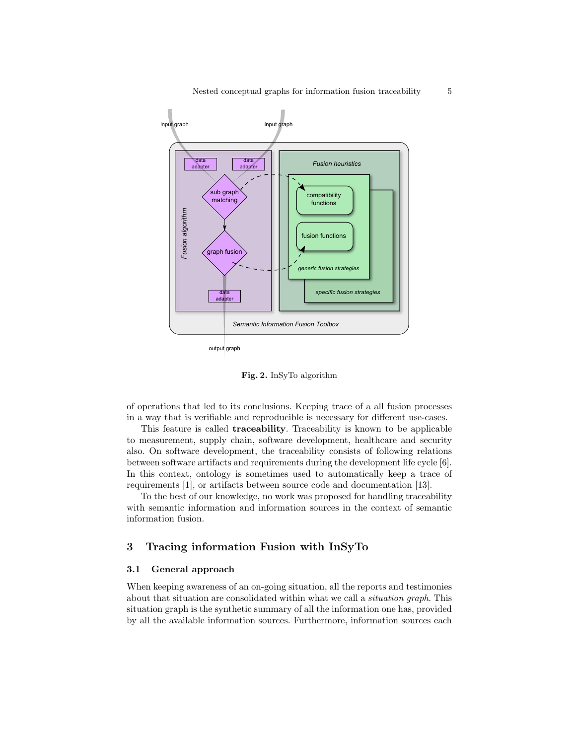**Fig. 2.** InSyTo algorithm

of operations that led to its conclusions. Keeping trace of a all fusion processes in a way that is verifiable and reproducible is necessary for different use-cases.

This feature is called **traceability**. Traceability is known to be applicable to measurement, supply chain, software development, healthcare and security also. On software development, the traceability consists of following relations between software artifacts and requirements during the development life cycle [6]. In this context, ontology is sometimes used to automatically keep a trace of requirements [1], or artifacts between source code and documentation [13].

To the best of our knowledge, no work was proposed for handling traceability with semantic information and information sources in the context of semantic information fusion.

## 3 Tracing information Fusion with InSyTo

### 3.1 General approach

When keeping awareness of an on-going situation, all the reports and testimonies about that situation are consolidated within what we call a *situation graph*. This situation graph is the synthetic summary of all the information one has, provided by all the available information sources. Furthermore, information sources each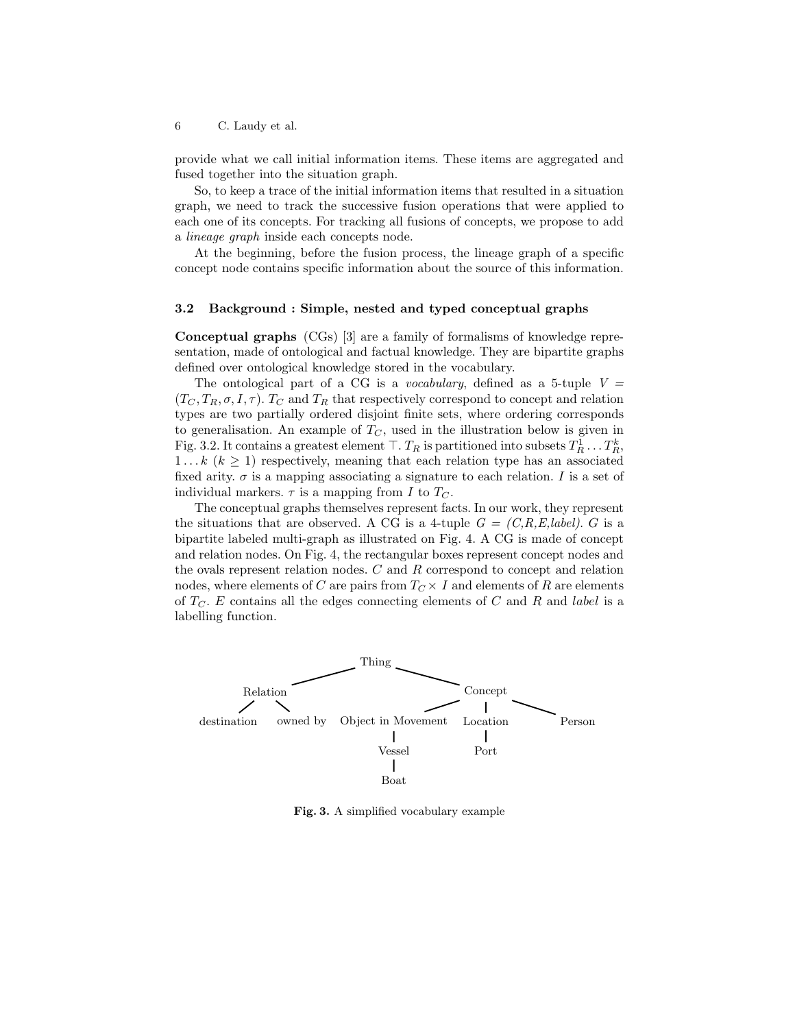provide what we call initial information items. These items are aggregated and fused together into the situation graph.

So, to keep a trace of the initial information items that resulted in a situation graph, we need to track the successive fusion operations that were applied to each one of its concepts. For tracking all fusions of concepts, we propose to add a *lineage graph* inside each concepts node.

At the beginning, before the fusion process, the lineage graph of a specific concept node contains specific information about the source of this information.

### 3.2 Background : Simple, nested and typed conceptual graphs

**Conceptual graphs** (CGs) [3] are a family of formalisms of knowledge representation, made of ontological and factual knowledge. They are bipartite graphs defined over ontological knowledge stored in the vocabulary.

The ontological part of a CG is a *vocabulary*, defined as a 5-tuple $V = (T_C, T_R, \sigma, I, \tau)$. $T_C$ and $T_R$ that respectively correspond to concept and relation types are two partially ordered disjoint finite sets, where ordering corresponds to generalisation. An example of $T_C$, used in the illustration below is given in Fig. 3.2. It contains a greatest element $\top$. $T_R$ is partitioned into subsets $T_R^1 \dots T_R^k$, $1 \dots k$ $(k \geq 1)$ respectively, meaning that each relation type has an associated fixed arity. $\sigma$ is a mapping associating a signature to each relation. $I$ is a set of individual markers. $\tau$ is a mapping from $I$ to $T_C$.

The conceptual graphs themselves represent facts. In our work, they represent the situations that are observed. A CG is a 4-tuple $G = (C,R,E,label)$. $G$ is a bipartite labeled multi-graph as illustrated on Fig. 4. A CG is made of concept and relation nodes. On Fig. 4, the rectangular boxes represent concept nodes and the ovals represent relation nodes. $C$ and $R$ correspond to concept and relation nodes, where elements of $C$ are pairs from $T_C \times I$ and elements of $R$ are elements of $T_C$. $E$ contains all the edges connecting elements of $C$ and $R$ and *label* is a labelling function.

```
                         Thing
                /                   \
         Relation                    Concept
        /        \            /         |        \
 destination   owned by  Object in Movement  Location   Person
                                |               |
                              Vessel           Port
                                |
                              Boat
```

**Fig. 3.** A simplified vocabulary example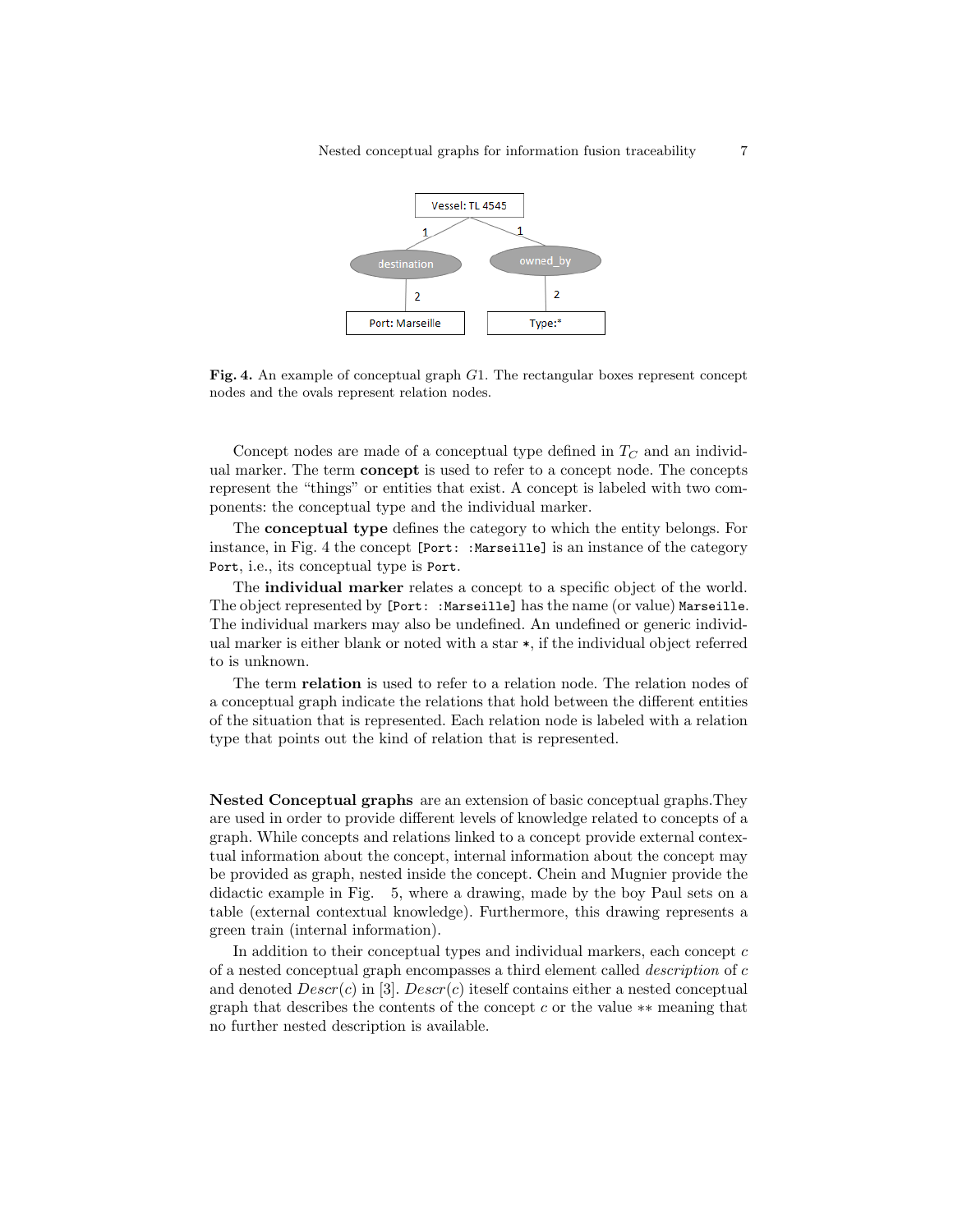**Fig. 4.** An example of conceptual graph $G1$. The rectangular boxes represent concept nodes and the ovals represent relation nodes.

Concept nodes are made of a conceptual type defined in $T_C$ and an individual marker. The term **concept** is used to refer to a concept node. The concepts represent the "things" or entities that exist. A concept is labeled with two components: the conceptual type and the individual marker.

The **conceptual type** defines the category to which the entity belongs. For instance, in Fig. 4 the concept `[Port: :Marseille]` is an instance of the category `Port`, i.e., its conceptual type is `Port`.

The **individual marker** relates a concept to a specific object of the world. The object represented by `[Port: :Marseille]` has the name (or value) `Marseille`. The individual markers may also be undefined. An undefined or generic individual marker is either blank or noted with a star `*`, if the individual object referred to is unknown.

The term **relation** is used to refer to a relation node. The relation nodes of a conceptual graph indicate the relations that hold between the different entities of the situation that is represented. Each relation node is labeled with a relation type that points out the kind of relation that is represented.

**Nested Conceptual graphs** are an extension of basic conceptual graphs.They are used in order to provide different levels of knowledge related to concepts of a graph. While concepts and relations linked to a concept provide external contextual information about the concept, internal information about the concept may be provided as graph, nested inside the concept. Chein and Mugnier provide the didactic example in Fig. 5, where a drawing, made by the boy Paul sets on a table (external contextual knowledge). Furthermore, this drawing represents a green train (internal information).

In addition to their conceptual types and individual markers, each concept $c$ of a nested conceptual graph encompasses a third element called *description* of $c$ and denoted $Descr(c)$ in [3]. $Descr(c)$ iteself contains either a nested conceptual graph that describes the contents of the concept $c$ or the value $**$ meaning that no further nested description is available.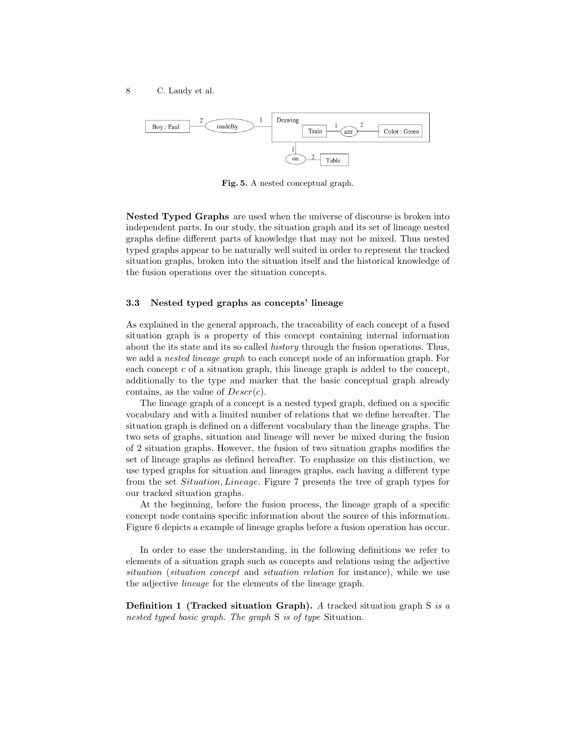Fig. 5. A nested conceptual graph.

**Nested Typed Graphs** are used when the universe of discourse is broken into independent parts. In our study, the situation graph and its set of lineage nested graphs define different parts of knowledge that may not be mixed. Thus nested typed graphs appear to be naturally well suited in order to represent the tracked situation graphs, broken into the situation itself and the historical knowledge of the fusion operations over the situation concepts.

### 3.3 Nested typed graphs as concepts' lineage

As explained in the general approach, the traceability of each concept of a fused situation graph is a property of this concept containing internal information about the its state and its so called *history* through the fusion operations. Thus, we add a *nested lineage graph* to each concept node of an information graph. For each concept $c$ of a situation graph, this lineage graph is added to the concept, additionally to the type and marker that the basic conceptual graph already contains, as the value of $Descr(c)$.

The lineage graph of a concept is a nested typed graph, defined on a specific vocabulary and with a limited number of relations that we define hereafter. The situation graph is defined on a different vocabulary than the lineage graphs. The two sets of graphs, situation and lineage will never be mixed during the fusion of 2 situation graphs. However, the fusion of two situation graphs modifies the set of lineage graphs as defined hereafter. To emphasize on this distinction, we use typed graphs for situation and lineages graphs, each having a different type from the set $Situation, Lineage$. Figure 7 presents the tree of graph types for our tracked situation graphs.

At the beginning, before the fusion process, the lineage graph of a specific concept node contains specific information about the source of this information. Figure 6 depicts a example of lineage graphs before a fusion operation has occur.

In order to ease the understanding, in the following definitions we refer to elements of a situation graph such as concepts and relations using the adjective *situation* (*situation concept* and *situation relation* for instance), while we use the adjective *lineage* for the elements of the lineage graph.

**Definition 1 (Tracked situation Graph).** *A* tracked situation graph S *is a nested typed basic graph. The graph* S *is of type* Situation*.*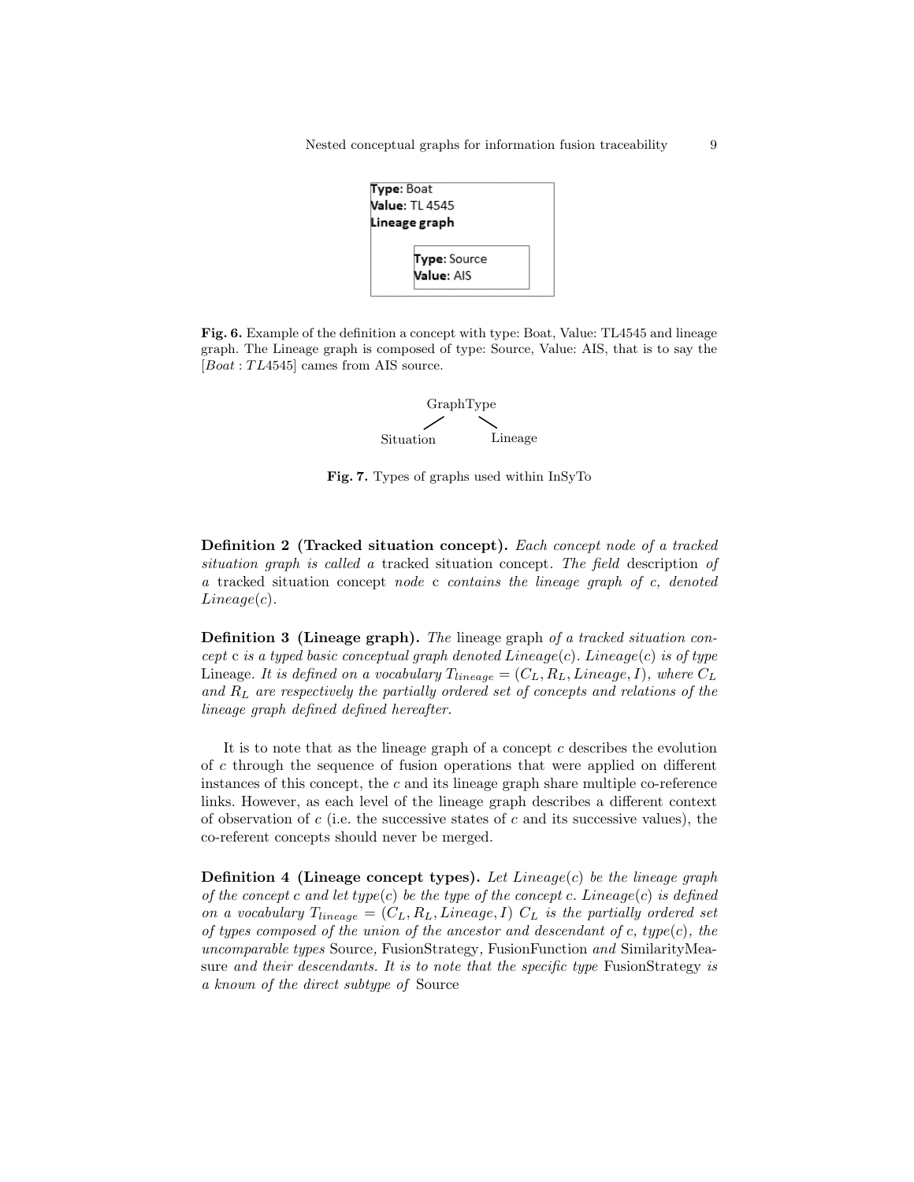Type: Boat
Value: TL 4545
Lineage graph

Type: Source
Value: AIS

**Fig. 6.** Example of the definition a concept with type: Boat, Value: TL4545 and lineage graph. The Lineage graph is composed of type: Source, Value: AIS, that is to say the $[Boat : TL4545]$ cames from AIS source.

GraphType

Situation Lineage

**Fig. 7.** Types of graphs used within InSyTo

**Definition 2 (Tracked situation concept).** *Each concept node of a tracked situation graph is called a* tracked situation concept*. The field* description *of a* tracked situation concept *node* c *contains the lineage graph of c, denoted* $Lineage(c)$.

**Definition 3 (Lineage graph).** *The* lineage graph *of a tracked situation concept* c *is a typed basic conceptual graph denoted* $Lineage(c)$. $Lineage(c)$ *is of type* Lineage. *It is defined on a vocabulary* $T_{lineage} = (C_L, R_L, Lineage, I)$, *where* $C_L$ *and* $R_L$ *are respectively the partially ordered set of concepts and relations of the lineage graph defined defined hereafter.*

It is to note that as the lineage graph of a concept $c$ describes the evolution of $c$ through the sequence of fusion operations that were applied on different instances of this concept, the $c$ and its lineage graph share multiple co-reference links. However, as each level of the lineage graph describes a different context of observation of $c$ (i.e. the successive states of $c$ and its successive values), the co-referent concepts should never be merged.

**Definition 4 (Lineage concept types).** *Let* $Lineage(c)$ *be the lineage graph of the concept* c *and let* $type(c)$ *be the type of the concept* c. $Lineage(c)$ *is defined on a vocabulary* $T_{lineage} = (C_L, R_L, Lineage, I)$ $C_L$ *is the partially ordered set of types composed of the union of the ancestor and descendant of c,* $type(c)$*, the uncomparable types* Source*,* FusionStrategy*,* FusionFunction *and* SimilarityMeasure *and their descendants. It is to note that the specific type* FusionStrategy *is a known of the direct subtype of* Source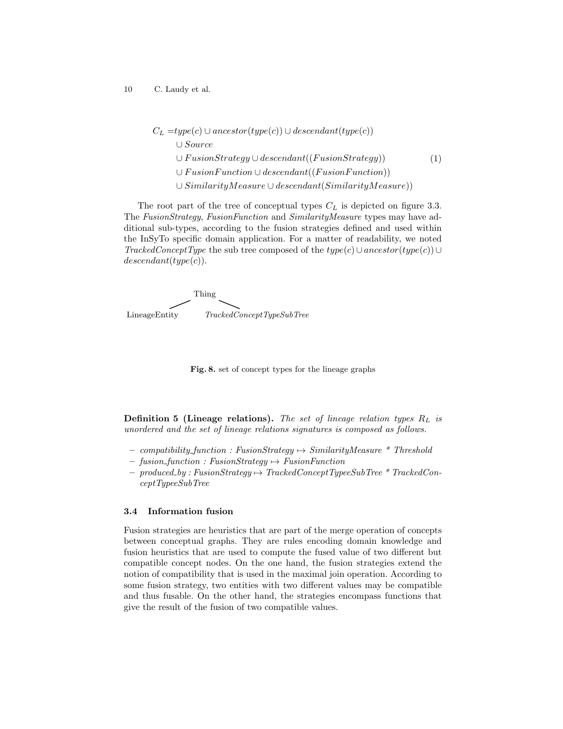$$
\begin{aligned}
C_L = & type(c) \cup ancestor(type(c)) \cup descendant(type(c)) \\
& \cup Source \\
& \cup FusionStrategy \cup descendant((FusionStrategy)) \\
& \cup FusionFunction \cup descendant((FusionFunction)) \\
& \cup SimilarityMeasure \cup descendant(SimilarityMeasure))
\end{aligned} \tag{1}
$$

The root part of the tree of conceptual types $C_L$ is depicted on figure 3.3. The *FusionStrategy*, *FusionFunction* and *SimilarityMeasure* types may have additional sub-types, according to the fusion strategies defined and used within the InSyTo specific domain application. For a matter of readability, we noted *TrackedConceptType* the sub tree composed of the $type(c) \cup ancestor(type(c)) \cup descendant(type(c))$.

```
              Thing
             /     \
LineageEntity       TrackedConceptTypeSubTree
```

**Fig. 8.** set of concept types for the lineage graphs

**Definition 5 (Lineage relations).** *The set of lineage relation types $R_L$ is unordered and the set of lineage relations signatures is composed as follows.*

- *compatibility_function : FusionStrategy $\mapsto$ SimilarityMeasure * Threshold*
- *fusion_function : FusionStrategy $\mapsto$ FusionFunction*
- *produced_by : FusionStrategy $\mapsto$ TrackedConceptTypeeSubTree * TrackedConceptTypeeSubTree*

### 3.4 Information fusion

Fusion strategies are heuristics that are part of the merge operation of concepts between conceptual graphs. They are rules encoding domain knowledge and fusion heuristics that are used to compute the fused value of two different but compatible concept nodes. On the one hand, the fusion strategies extend the notion of compatibility that is used in the maximal join operation. According to some fusion strategy, two entities with two different values may be compatible and thus fusable. On the other hand, the strategies encompass functions that give the result of the fusion of two compatible values.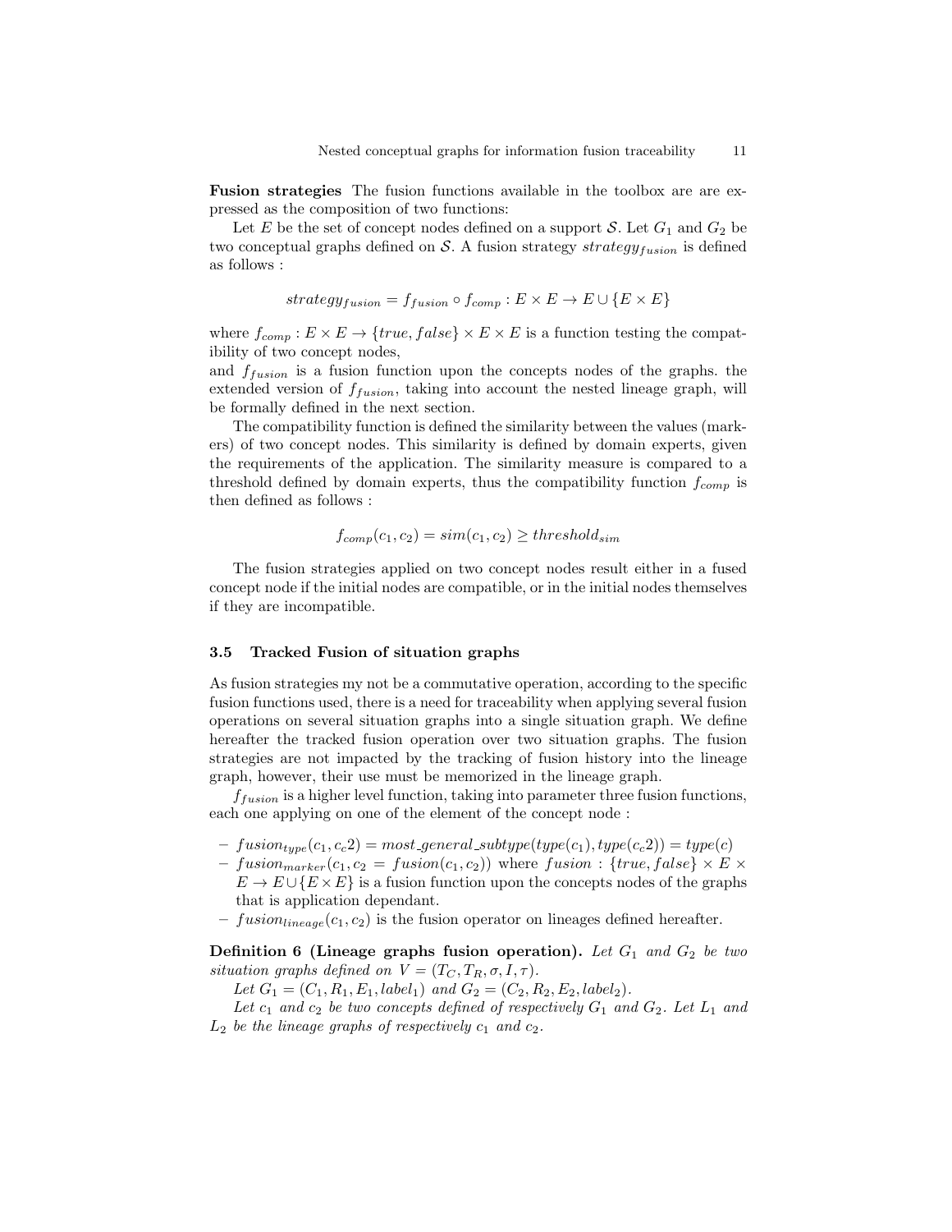**Fusion strategies** The fusion functions available in the toolbox are are expressed as the composition of two functions:

Let $E$ be the set of concept nodes defined on a support $\mathcal{S}$. Let $G_1$ and $G_2$ be two conceptual graphs defined on $\mathcal{S}$. A fusion strategy $strategy_{fusion}$ is defined as follows :

$$strategy_{fusion} = f_{fusion} \circ f_{comp} : E \times E \rightarrow E \cup \{E \times E\}$$

where $f_{comp} : E \times E \rightarrow \{true, false\} \times E \times E$ is a function testing the compatibility of two concept nodes,
and $f_{fusion}$ is a fusion function upon the concepts nodes of the graphs. the extended version of $f_{fusion}$, taking into account the nested lineage graph, will be formally defined in the next section.

The compatibility function is defined the similarity between the values (markers) of two concept nodes. This similarity is defined by domain experts, given the requirements of the application. The similarity measure is compared to a threshold defined by domain experts, thus the compatibility function $f_{comp}$ is then defined as follows :

$$f_{comp}(c_1, c_2) = sim(c_1, c_2) \geq threshold_{sim}$$

The fusion strategies applied on two concept nodes result either in a fused concept node if the initial nodes are compatible, or in the initial nodes themselves if they are incompatible.

### 3.5 Tracked Fusion of situation graphs

As fusion strategies my not be a commutative operation, according to the specific fusion functions used, there is a need for traceability when applying several fusion operations on several situation graphs into a single situation graph. We define hereafter the tracked fusion operation over two situation graphs. The fusion strategies are not impacted by the tracking of fusion history into the lineage graph, however, their use must be memorized in the lineage graph.

$f_{fusion}$ is a higher level function, taking into parameter three fusion functions, each one applying on one of the element of the concept node :

- $fusion_{type}(c_1, c_c2) = most\_general\_subtype(type(c_1), type(c_c2)) = type(c)$
- $fusion_{marker}(c_1, c_2 = fusion(c_1, c_2))$ where $fusion : \{true, false\} \times E \times E \rightarrow E \cup \{E \times E\}$ is a fusion function upon the concepts nodes of the graphs that is application dependant.
- $fusion_{lineage}(c_1, c_2)$ is the fusion operator on lineages defined hereafter.

**Definition 6 (Lineage graphs fusion operation).** *Let $G_1$ and $G_2$ be two situation graphs defined on $V = (T_C, T_R, \sigma, I, \tau)$.*

*Let $G_1 = (C_1, R_1, E_1, label_1)$ and $G_2 = (C_2, R_2, E_2, label_2)$.*

*Let $c_1$ and $c_2$ be two concepts defined of respectively $G_1$ and $G_2$. Let $L_1$ and $L_2$ be the lineage graphs of respectively $c_1$ and $c_2$.*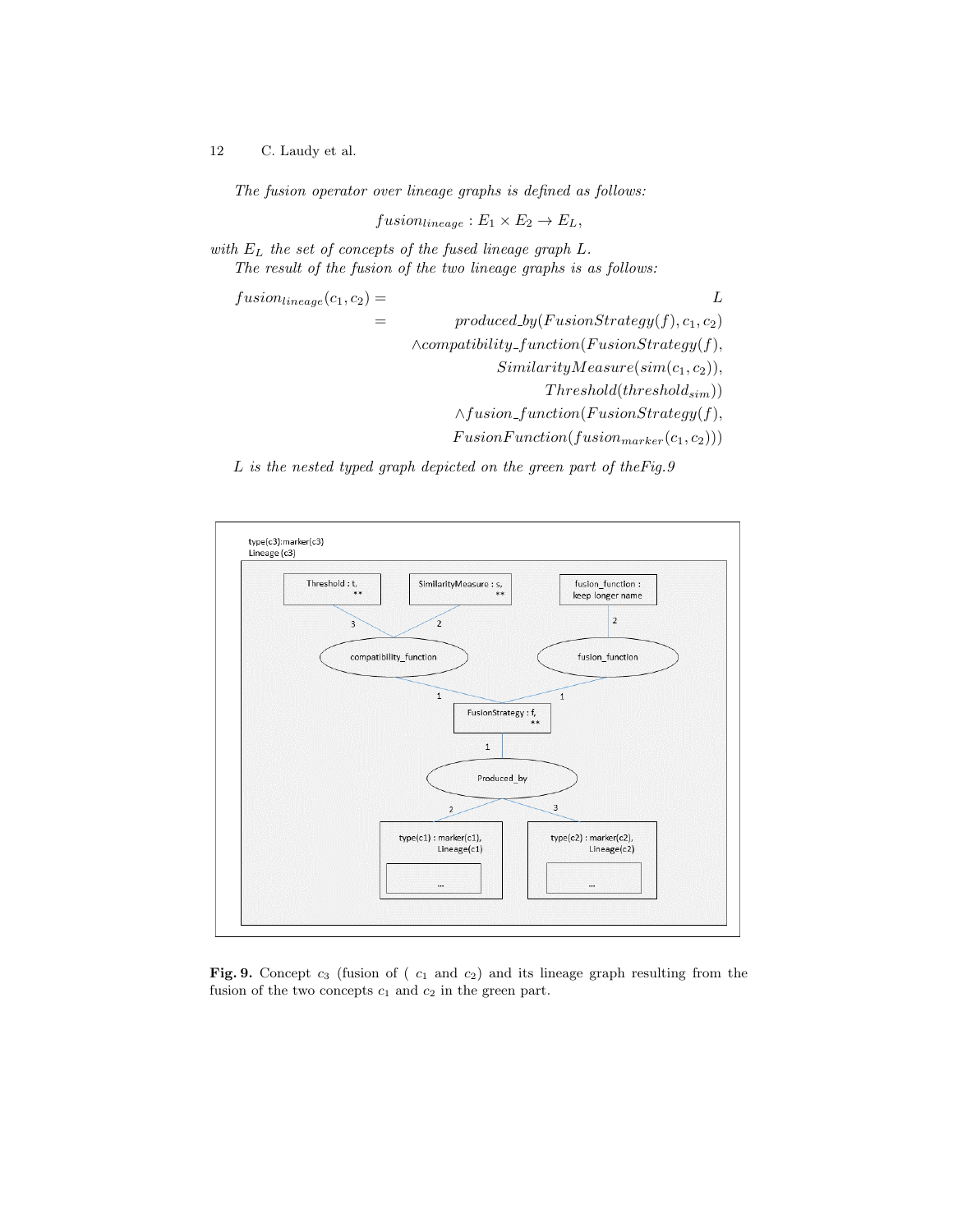*The fusion operator over lineage graphs is defined as follows:*

$$fusion_{lineage} : E_1 \times E_2 \rightarrow E_L,$$

*with $E_L$ the set of concepts of the fused lineage graph $L$.*

*The result of the fusion of the two lineage graphs is as follows:*

$$\begin{aligned}
fusion_{lineage}(c_1, c_2) = & \quad L \\
= & \quad produced\_by(FusionStrategy(f), c_1, c_2) \\
& \wedge compatibility\_function(FusionStrategy(f), \\
& \quad SimilarityMeasure(sim(c_1, c_2)), \\
& \quad Threshold(threshold_{sim})) \\
& \wedge fusion\_function(FusionStrategy(f), \\
& \quad FusionFunction(fusion_{marker}(c_1, c_2)))
\end{aligned}$$

*$L$ is the nested typed graph depicted on the green part of theFig.9*

**Fig. 9.** Concept $c_3$ (fusion of ( $c_1$ and $c_2$) and its lineage graph resulting from the fusion of the two concepts $c_1$ and $c_2$ in the green part.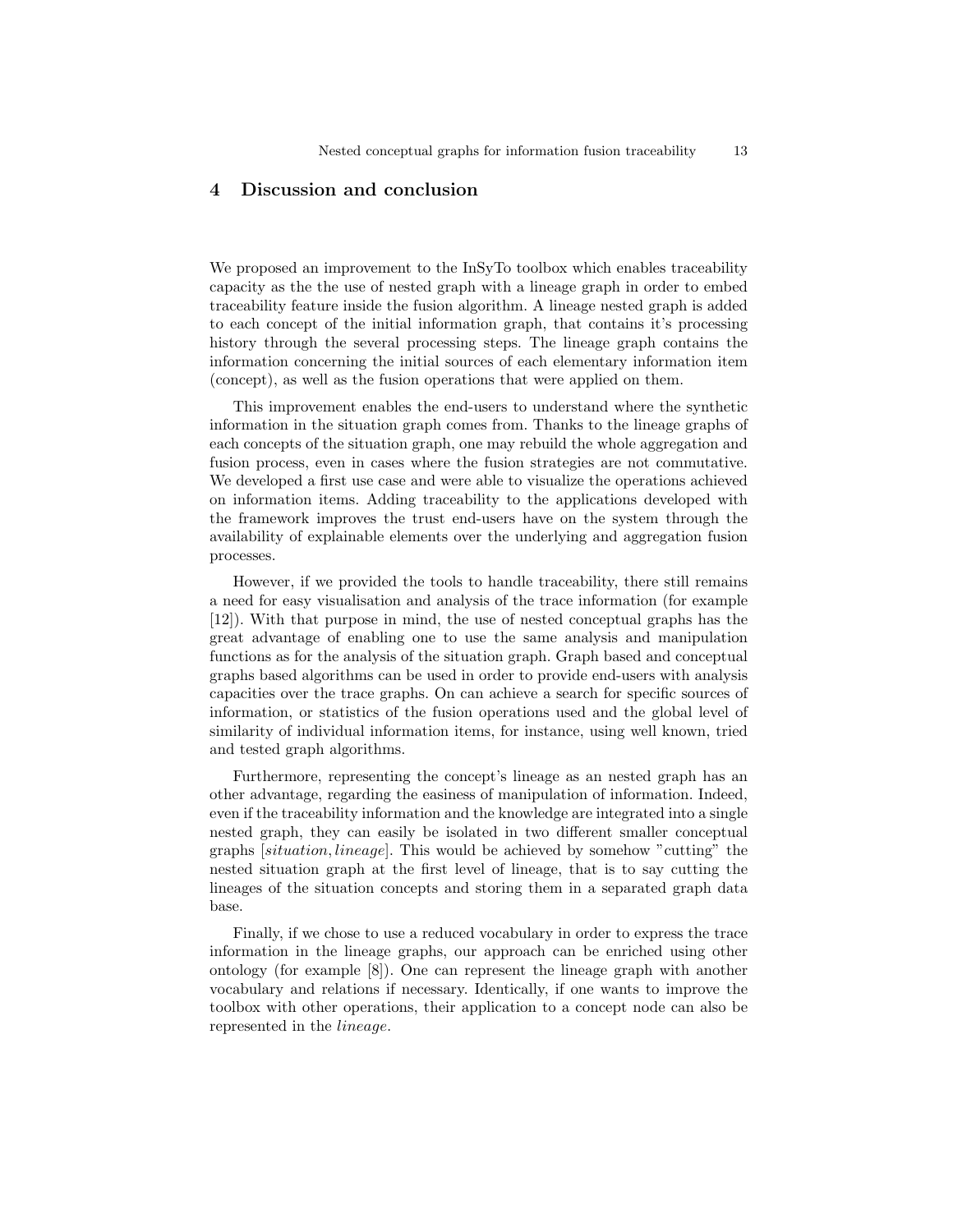## 4 Discussion and conclusion

We proposed an improvement to the InSyTo toolbox which enables traceability capacity as the the use of nested graph with a lineage graph in order to embed traceability feature inside the fusion algorithm. A lineage nested graph is added to each concept of the initial information graph, that contains it's processing history through the several processing steps. The lineage graph contains the information concerning the initial sources of each elementary information item (concept), as well as the fusion operations that were applied on them.

This improvement enables the end-users to understand where the synthetic information in the situation graph comes from. Thanks to the lineage graphs of each concepts of the situation graph, one may rebuild the whole aggregation and fusion process, even in cases where the fusion strategies are not commutative. We developed a first use case and were able to visualize the operations achieved on information items. Adding traceability to the applications developed with the framework improves the trust end-users have on the system through the availability of explainable elements over the underlying and aggregation fusion processes.

However, if we provided the tools to handle traceability, there still remains a need for easy visualisation and analysis of the trace information (for example [12]). With that purpose in mind, the use of nested conceptual graphs has the great advantage of enabling one to use the same analysis and manipulation functions as for the analysis of the situation graph. Graph based and conceptual graphs based algorithms can be used in order to provide end-users with analysis capacities over the trace graphs. On can achieve a search for specific sources of information, or statistics of the fusion operations used and the global level of similarity of individual information items, for instance, using well known, tried and tested graph algorithms.

Furthermore, representing the concept's lineage as an nested graph has an other advantage, regarding the easiness of manipulation of information. Indeed, even if the traceability information and the knowledge are integrated into a single nested graph, they can easily be isolated in two different smaller conceptual graphs [*situation*, *lineage*]. This would be achieved by somehow "cutting" the nested situation graph at the first level of lineage, that is to say cutting the lineages of the situation concepts and storing them in a separated graph data base.

Finally, if we chose to use a reduced vocabulary in order to express the trace information in the lineage graphs, our approach can be enriched using other ontology (for example [8]). One can represent the lineage graph with another vocabulary and relations if necessary. Identically, if one wants to improve the toolbox with other operations, their application to a concept node can also be represented in the *lineage*.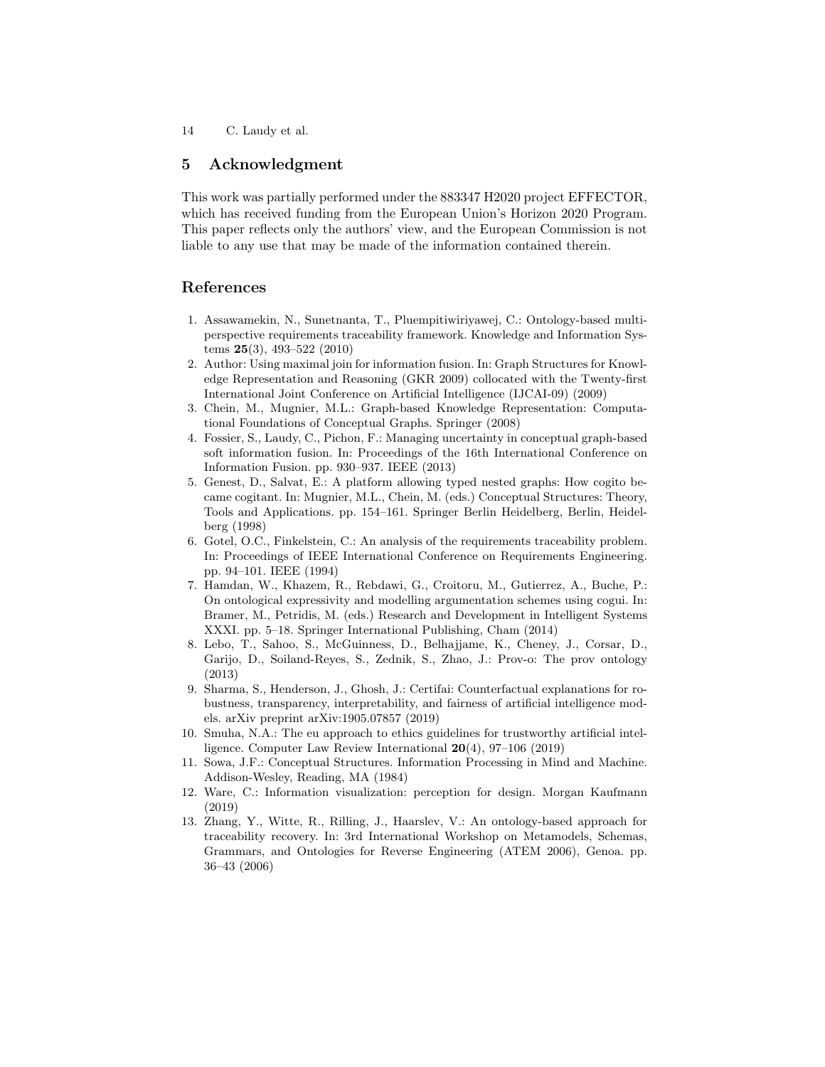## 5 Acknowledgment

This work was partially performed under the 883347 H2020 project EFFECTOR, which has received funding from the European Union's Horizon 2020 Program. This paper reflects only the authors' view, and the European Commission is not liable to any use that may be made of the information contained therein.

## References

1. Assawamekin, N., Sunetnanta, T., Pluempitiwiriyawej, C.: Ontology-based multiperspective requirements traceability framework. Knowledge and Information Systems **25**(3), 493–522 (2010)
2. Author: Using maximal join for information fusion. In: Graph Structures for Knowledge Representation and Reasoning (GKR 2009) collocated with the Twenty-first International Joint Conference on Artificial Intelligence (IJCAI-09) (2009)
3. Chein, M., Mugnier, M.L.: Graph-based Knowledge Representation: Computational Foundations of Conceptual Graphs. Springer (2008)
4. Fossier, S., Laudy, C., Pichon, F.: Managing uncertainty in conceptual graph-based soft information fusion. In: Proceedings of the 16th International Conference on Information Fusion. pp. 930–937. IEEE (2013)
5. Genest, D., Salvat, E.: A platform allowing typed nested graphs: How cogito became cogitant. In: Mugnier, M.L., Chein, M. (eds.) Conceptual Structures: Theory, Tools and Applications. pp. 154–161. Springer Berlin Heidelberg, Berlin, Heidelberg (1998)
6. Gotel, O.C., Finkelstein, C.: An analysis of the requirements traceability problem. In: Proceedings of IEEE International Conference on Requirements Engineering. pp. 94–101. IEEE (1994)
7. Hamdan, W., Khazem, R., Rebdawi, G., Croitoru, M., Gutierrez, A., Buche, P.: On ontological expressivity and modelling argumentation schemes using cogui. In: Bramer, M., Petridis, M. (eds.) Research and Development in Intelligent Systems XXXI. pp. 5–18. Springer International Publishing, Cham (2014)
8. Lebo, T., Sahoo, S., McGuinness, D., Belhajjame, K., Cheney, J., Corsar, D., Garijo, D., Soiland-Reyes, S., Zednik, S., Zhao, J.: Prov-o: The prov ontology (2013)
9. Sharma, S., Henderson, J., Ghosh, J.: Certifai: Counterfactual explanations for robustness, transparency, interpretability, and fairness of artificial intelligence models. arXiv preprint arXiv:1905.07857 (2019)
10. Smuha, N.A.: The eu approach to ethics guidelines for trustworthy artificial intelligence. Computer Law Review International **20**(4), 97–106 (2019)
11. Sowa, J.F.: Conceptual Structures. Information Processing in Mind and Machine. Addison-Wesley, Reading, MA (1984)
12. Ware, C.: Information visualization: perception for design. Morgan Kaufmann (2019)
13. Zhang, Y., Witte, R., Rilling, J., Haarslev, V.: An ontology-based approach for traceability recovery. In: 3rd International Workshop on Metamodels, Schemas, Grammars, and Ontologies for Reverse Engineering (ATEM 2006), Genoa. pp. 36–43 (2006)